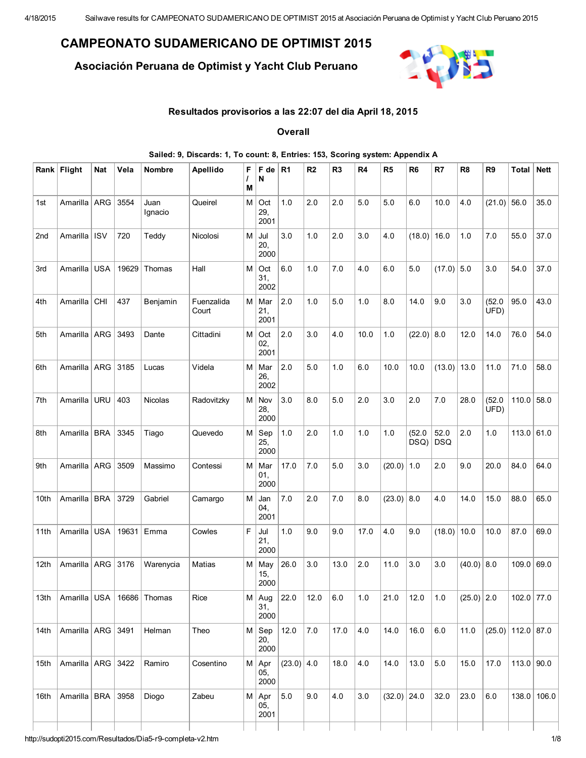# CAMPEONATO SUDAMERICANO DE OPTIMIST 2015

## Asociación Peruana de Optimist y Yacht Club Peruano

### Resultados provisorios a las 22:07 del dia April 18, 2015

### Overall

**Sailed: 9, Discards: 1, To count: 8, Entries: 153, Scoring system: Appendix A**

| Rank | Flight | Nat | Vela | Nombre | Apellido | F / M | F de N | R1 | R2 | R3 | R4 | R5 | R6 | R7 | R8 | R9 | Total | Nett |
|---|---|---|---|---|---|---|---|---|---|---|---|---|---|---|---|---|---|---|
| 1st | Amarilla | ARG | 3554 | Juan Ignacio | Queirel | M | Oct 29, 2001 | 1.0 | 2.0 | 2.0 | 5.0 | 5.0 | 6.0 | 10.0 | 4.0 | (21.0) | 56.0 | 35.0 |
| 2nd | Amarilla | ISV | 720 | Teddy | Nicolosi | M | Jul 20, 2000 | 3.0 | 1.0 | 2.0 | 3.0 | 4.0 | (18.0) | 16.0 | 1.0 | 7.0 | 55.0 | 37.0 |
| 3rd | Amarilla | USA | 19629 | Thomas | Hall | M | Oct 31, 2002 | 6.0 | 1.0 | 7.0 | 4.0 | 6.0 | 5.0 | (17.0) | 5.0 | 3.0 | 54.0 | 37.0 |
| 4th | Amarilla | CHI | 437 | Benjamin | Fuenzalida Court | M | Mar 21, 2001 | 2.0 | 1.0 | 5.0 | 1.0 | 8.0 | 14.0 | 9.0 | 3.0 | (52.0 UFD) | 95.0 | 43.0 |
| 5th | Amarilla | ARG | 3493 | Dante | Cittadini | M | Oct 02, 2001 | 2.0 | 3.0 | 4.0 | 10.0 | 1.0 | (22.0) | 8.0 | 12.0 | 14.0 | 76.0 | 54.0 |
| 6th | Amarilla | ARG | 3185 | Lucas | Videla | M | Mar 26, 2002 | 2.0 | 5.0 | 1.0 | 6.0 | 10.0 | 10.0 | (13.0) | 13.0 | 11.0 | 71.0 | 58.0 |
| 7th | Amarilla | URU | 403 | Nicolas | Radovitzky | M | Nov 28, 2000 | 3.0 | 8.0 | 5.0 | 2.0 | 3.0 | 2.0 | 7.0 | 28.0 | (52.0 UFD) | 110.0 | 58.0 |
| 8th | Amarilla | BRA | 3345 | Tiago | Quevedo | M | Sep 25, 2000 | 1.0 | 2.0 | 1.0 | 1.0 | 1.0 | (52.0 DSQ) | 52.0 DSQ | 2.0 | 1.0 | 113.0 | 61.0 |
| 9th | Amarilla | ARG | 3509 | Massimo | Contessi | M | Mar 01, 2000 | 17.0 | 7.0 | 5.0 | 3.0 | (20.0) | 1.0 | 2.0 | 9.0 | 20.0 | 84.0 | 64.0 |
| 10th | Amarilla | BRA | 3729 | Gabriel | Camargo | M | Jan 04, 2001 | 7.0 | 2.0 | 7.0 | 8.0 | (23.0) | 8.0 | 4.0 | 14.0 | 15.0 | 88.0 | 65.0 |
| 11th | Amarilla | USA | 19631 | Emma | Cowles | F | Jul 21, 2000 | 1.0 | 9.0 | 9.0 | 17.0 | 4.0 | 9.0 | (18.0) | 10.0 | 10.0 | 87.0 | 69.0 |
| 12th | Amarilla | ARG | 3176 | Warenycia | Matias | M | May 15, 2000 | 26.0 | 3.0 | 13.0 | 2.0 | 11.0 | 3.0 | 3.0 | (40.0) | 8.0 | 109.0 | 69.0 |
| 13th | Amarilla | USA | 16686 | Thomas | Rice | M | Aug 31, 2000 | 22.0 | 12.0 | 6.0 | 1.0 | 21.0 | 12.0 | 1.0 | (25.0) | 2.0 | 102.0 | 77.0 |
| 14th | Amarilla | ARG | 3491 | Helman | Theo | M | Sep 20, 2000 | 12.0 | 7.0 | 17.0 | 4.0 | 14.0 | 16.0 | 6.0 | 11.0 | (25.0) | 112.0 | 87.0 |
| 15th | Amarilla | ARG | 3422 | Ramiro | Cosentino | M | Apr 05, 2000 | (23.0) | 4.0 | 18.0 | 4.0 | 14.0 | 13.0 | 5.0 | 15.0 | 17.0 | 113.0 | 90.0 |
| 16th | Amarilla | BRA | 3958 | Diogo | Zabeu | M | Apr 05, 2001 | 5.0 | 9.0 | 4.0 | 3.0 | (32.0) | 24.0 | 32.0 | 23.0 | 6.0 | 138.0 | 106.0 |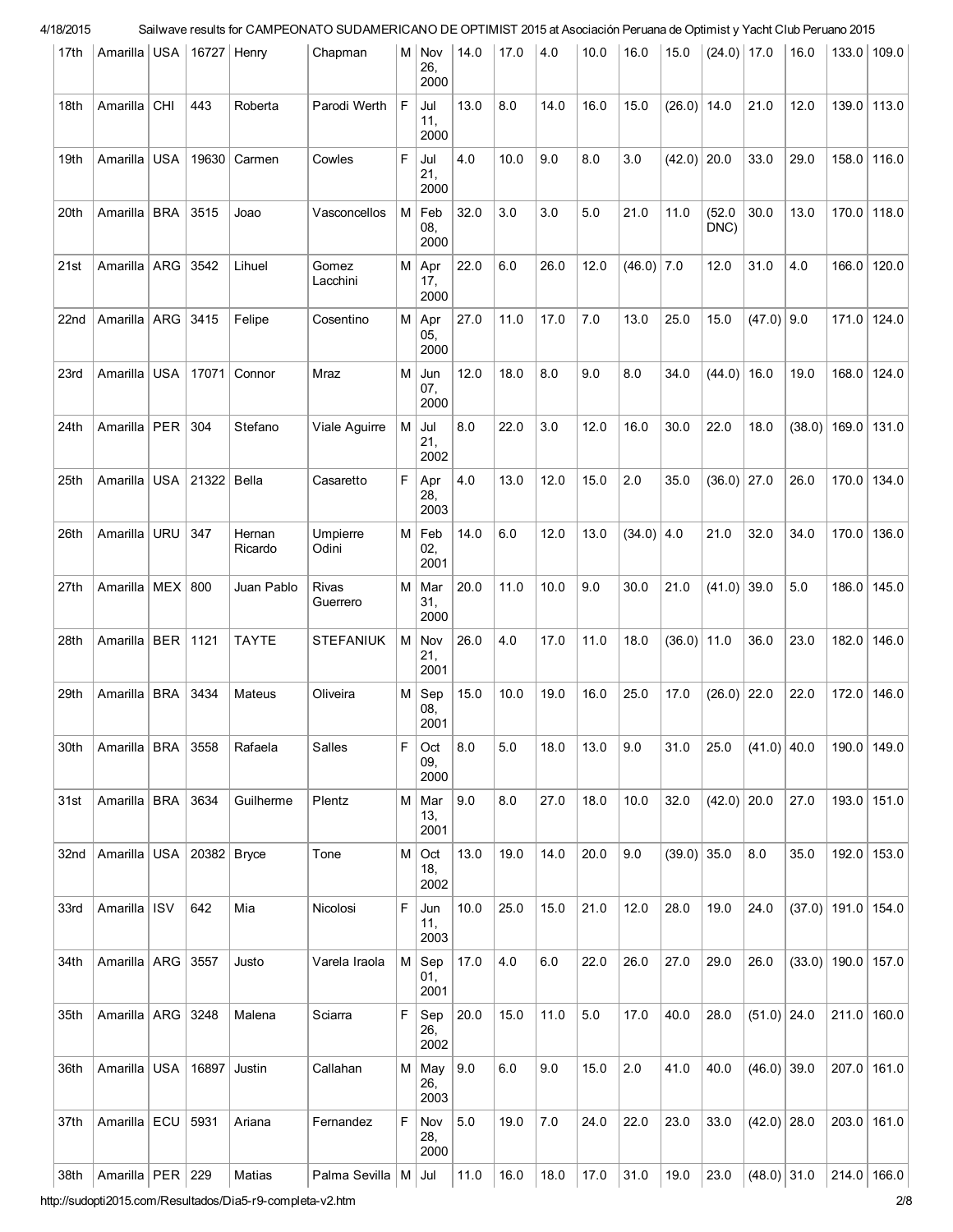| 17th | Amarilla | USA | 16727 | Henry | Chapman | M | Nov 26, 2000 | 14.0 | 17.0 | 4.0 | 10.0 | 16.0 | 15.0 | (24.0) | 17.0 | 16.0 | 133.0 | 109.0 |
|---|---|---|---|---|---|---|---|---|---|---|---|---|---|---|---|---|---|---|
| 18th | Amarilla | CHI | 443 | Roberta | Parodi Werth | F | Jul 11, 2000 | 13.0 | 8.0 | 14.0 | 16.0 | 15.0 | (26.0) | 14.0 | 21.0 | 12.0 | 139.0 | 113.0 |
| 19th | Amarilla | USA | 19630 | Carmen | Cowles | F | Jul 21, 2000 | 4.0 | 10.0 | 9.0 | 8.0 | 3.0 | (42.0) | 20.0 | 33.0 | 29.0 | 158.0 | 116.0 |
| 20th | Amarilla | BRA | 3515 | Joao | Vasconcellos | M | Feb 08, 2000 | 32.0 | 3.0 | 3.0 | 5.0 | 21.0 | 11.0 | (52.0 DNC) | 30.0 | 13.0 | 170.0 | 118.0 |
| 21st | Amarilla | ARG | 3542 | Lihuel | Gomez Lacchini | M | Apr 17, 2000 | 22.0 | 6.0 | 26.0 | 12.0 | (46.0) | 7.0 | 12.0 | 31.0 | 4.0 | 166.0 | 120.0 |
| 22nd | Amarilla | ARG | 3415 | Felipe | Cosentino | M | Apr 05, 2000 | 27.0 | 11.0 | 17.0 | 7.0 | 13.0 | 25.0 | 15.0 | (47.0) | 9.0 | 171.0 | 124.0 |
| 23rd | Amarilla | USA | 17071 | Connor | Mraz | M | Jun 07, 2000 | 12.0 | 18.0 | 8.0 | 9.0 | 8.0 | 34.0 | (44.0) | 16.0 | 19.0 | 168.0 | 124.0 |
| 24th | Amarilla | PER | 304 | Stefano | Viale Aguirre | M | Jul 21, 2002 | 8.0 | 22.0 | 3.0 | 12.0 | 16.0 | 30.0 | 22.0 | 18.0 | (38.0) | 169.0 | 131.0 |
| 25th | Amarilla | USA | 21322 | Bella | Casaretto | F | Apr 28, 2003 | 4.0 | 13.0 | 12.0 | 15.0 | 2.0 | 35.0 | (36.0) | 27.0 | 26.0 | 170.0 | 134.0 |
| 26th | Amarilla | URU | 347 | Hernan Ricardo | Umpierre Odini | M | Feb 02, 2001 | 14.0 | 6.0 | 12.0 | 13.0 | (34.0) | 4.0 | 21.0 | 32.0 | 34.0 | 170.0 | 136.0 |
| 27th | Amarilla | MEX | 800 | Juan Pablo | Rivas Guerrero | M | Mar 31, 2000 | 20.0 | 11.0 | 10.0 | 9.0 | 30.0 | 21.0 | (41.0) | 39.0 | 5.0 | 186.0 | 145.0 |
| 28th | Amarilla | BER | 1121 | TAYTE | STEFANIUK | M | Nov 21, 2001 | 26.0 | 4.0 | 17.0 | 11.0 | 18.0 | (36.0) | 11.0 | 36.0 | 23.0 | 182.0 | 146.0 |
| 29th | Amarilla | BRA | 3434 | Mateus | Oliveira | M | Sep 08, 2001 | 15.0 | 10.0 | 19.0 | 16.0 | 25.0 | 17.0 | (26.0) | 22.0 | 22.0 | 172.0 | 146.0 |
| 30th | Amarilla | BRA | 3558 | Rafaela | Salles | F | Oct 09, 2000 | 8.0 | 5.0 | 18.0 | 13.0 | 9.0 | 31.0 | 25.0 | (41.0) | 40.0 | 190.0 | 149.0 |
| 31st | Amarilla | BRA | 3634 | Guilherme | Plentz | M | Mar 13, 2001 | 9.0 | 8.0 | 27.0 | 18.0 | 10.0 | 32.0 | (42.0) | 20.0 | 27.0 | 193.0 | 151.0 |
| 32nd | Amarilla | USA | 20382 | Bryce | Tone | M | Oct 18, 2002 | 13.0 | 19.0 | 14.0 | 20.0 | 9.0 | (39.0) | 35.0 | 8.0 | 35.0 | 192.0 | 153.0 |
| 33rd | Amarilla | ISV | 642 | Mia | Nicolosi | F | Jun 11, 2003 | 10.0 | 25.0 | 15.0 | 21.0 | 12.0 | 28.0 | 19.0 | 24.0 | (37.0) | 191.0 | 154.0 |
| 34th | Amarilla | ARG | 3557 | Justo | Varela Iraola | M | Sep 01, 2001 | 17.0 | 4.0 | 6.0 | 22.0 | 26.0 | 27.0 | 29.0 | 26.0 | (33.0) | 190.0 | 157.0 |
| 35th | Amarilla | ARG | 3248 | Malena | Sciarra | F | Sep 26, 2002 | 20.0 | 15.0 | 11.0 | 5.0 | 17.0 | 40.0 | 28.0 | (51.0) | 24.0 | 211.0 | 160.0 |
| 36th | Amarilla | USA | 16897 | Justin | Callahan | M | May 26, 2003 | 9.0 | 6.0 | 9.0 | 15.0 | 2.0 | 41.0 | 40.0 | (46.0) | 39.0 | 207.0 | 161.0 |
| 37th | Amarilla | ECU | 5931 | Ariana | Fernandez | F | Nov 28, 2000 | 5.0 | 19.0 | 7.0 | 24.0 | 22.0 | 23.0 | 33.0 | (42.0) | 28.0 | 203.0 | 161.0 |
| 38th | Amarilla | PER | 229 | Matias | Palma Sevilla | M | Jul | 11.0 | 16.0 | 18.0 | 17.0 | 31.0 | 19.0 | 23.0 | (48.0) | 31.0 | 214.0 | 166.0 |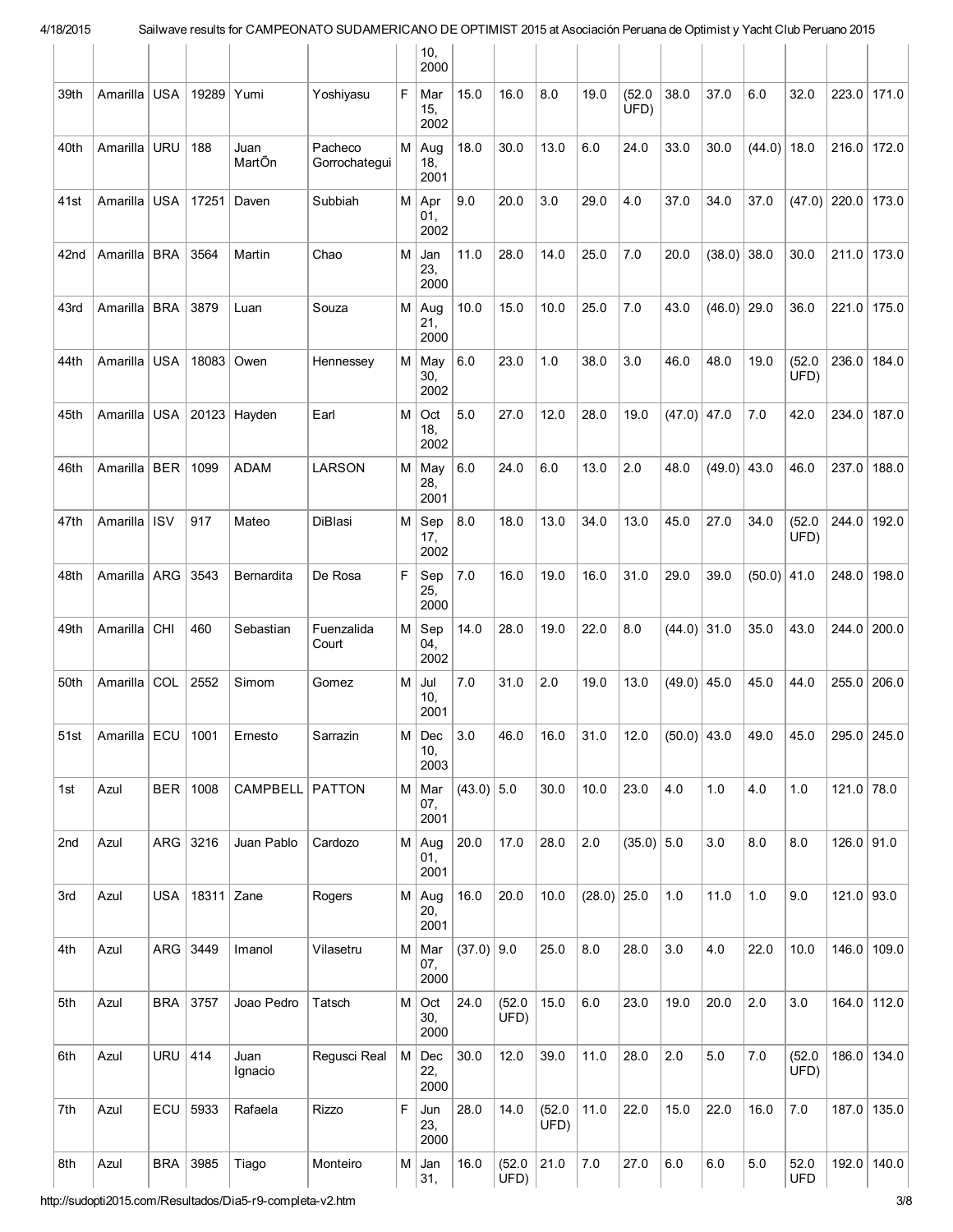| | | | | | | | | | | | | | | | | | | |
|---|---|---|---|---|---|---|---|---|---|---|---|---|---|---|---|---|---|---|
| | | | | | | | 10, 2000 | | | | | | | | | | | |
| 39th | Amarilla | USA | 19289 | Yumi | Yoshiyasu | F | Mar 15, 2002 | 15.0 | 16.0 | 8.0 | 19.0 | (52.0 UFD) | 38.0 | 37.0 | 6.0 | 32.0 | 223.0 | 171.0 |
| 40th | Amarilla | URU | 188 | Juan MartÕn | Pacheco Gorrochategui | M | Aug 18, 2001 | 18.0 | 30.0 | 13.0 | 6.0 | 24.0 | 33.0 | 30.0 | (44.0) | 18.0 | 216.0 | 172.0 |
| 41st | Amarilla | USA | 17251 | Daven | Subbiah | M | Apr 01, 2002 | 9.0 | 20.0 | 3.0 | 29.0 | 4.0 | 37.0 | 34.0 | 37.0 | (47.0) | 220.0 | 173.0 |
| 42nd | Amarilla | BRA | 3564 | Martin | Chao | M | Jan 23, 2000 | 11.0 | 28.0 | 14.0 | 25.0 | 7.0 | 20.0 | (38.0) | 38.0 | 30.0 | 211.0 | 173.0 |
| 43rd | Amarilla | BRA | 3879 | Luan | Souza | M | Aug 21, 2000 | 10.0 | 15.0 | 10.0 | 25.0 | 7.0 | 43.0 | (46.0) | 29.0 | 36.0 | 221.0 | 175.0 |
| 44th | Amarilla | USA | 18083 | Owen | Hennessey | M | May 30, 2002 | 6.0 | 23.0 | 1.0 | 38.0 | 3.0 | 46.0 | 48.0 | 19.0 | (52.0 UFD) | 236.0 | 184.0 |
| 45th | Amarilla | USA | 20123 | Hayden | Earl | M | Oct 18, 2002 | 5.0 | 27.0 | 12.0 | 28.0 | 19.0 | (47.0) | 47.0 | 7.0 | 42.0 | 234.0 | 187.0 |
| 46th | Amarilla | BER | 1099 | ADAM | LARSON | M | May 28, 2001 | 6.0 | 24.0 | 6.0 | 13.0 | 2.0 | 48.0 | (49.0) | 43.0 | 46.0 | 237.0 | 188.0 |
| 47th | Amarilla | ISV | 917 | Mateo | DiBlasi | M | Sep 17, 2002 | 8.0 | 18.0 | 13.0 | 34.0 | 13.0 | 45.0 | 27.0 | 34.0 | (52.0 UFD) | 244.0 | 192.0 |
| 48th | Amarilla | ARG | 3543 | Bernardita | De Rosa | F | Sep 25, 2000 | 7.0 | 16.0 | 19.0 | 16.0 | 31.0 | 29.0 | 39.0 | (50.0) | 41.0 | 248.0 | 198.0 |
| 49th | Amarilla | CHI | 460 | Sebastian | Fuenzalida Court | M | Sep 04, 2002 | 14.0 | 28.0 | 19.0 | 22.0 | 8.0 | (44.0) | 31.0 | 35.0 | 43.0 | 244.0 | 200.0 |
| 50th | Amarilla | COL | 2552 | Simom | Gomez | M | Jul 10, 2001 | 7.0 | 31.0 | 2.0 | 19.0 | 13.0 | (49.0) | 45.0 | 45.0 | 44.0 | 255.0 | 206.0 |
| 51st | Amarilla | ECU | 1001 | Ernesto | Sarrazin | M | Dec 10, 2003 | 3.0 | 46.0 | 16.0 | 31.0 | 12.0 | (50.0) | 43.0 | 49.0 | 45.0 | 295.0 | 245.0 |
| 1st | Azul | BER | 1008 | CAMPBELL | PATTON | M | Mar 07, 2001 | (43.0) | 5.0 | 30.0 | 10.0 | 23.0 | 4.0 | 1.0 | 4.0 | 1.0 | 121.0 | 78.0 |
| 2nd | Azul | ARG | 3216 | Juan Pablo | Cardozo | M | Aug 01, 2001 | 20.0 | 17.0 | 28.0 | 2.0 | (35.0) | 5.0 | 3.0 | 8.0 | 8.0 | 126.0 | 91.0 |
| 3rd | Azul | USA | 18311 | Zane | Rogers | M | Aug 20, 2001 | 16.0 | 20.0 | 10.0 | (28.0) | 25.0 | 1.0 | 11.0 | 1.0 | 9.0 | 121.0 | 93.0 |
| 4th | Azul | ARG | 3449 | Imanol | Vilasetru | M | Mar 07, 2000 | (37.0) | 9.0 | 25.0 | 8.0 | 28.0 | 3.0 | 4.0 | 22.0 | 10.0 | 146.0 | 109.0 |
| 5th | Azul | BRA | 3757 | Joao Pedro | Tatsch | M | Oct 30, 2000 | 24.0 | (52.0 UFD) | 15.0 | 6.0 | 23.0 | 19.0 | 20.0 | 2.0 | 3.0 | 164.0 | 112.0 |
| 6th | Azul | URU | 414 | Juan Ignacio | Regusci Real | M | Dec 22, 2000 | 30.0 | 12.0 | 39.0 | 11.0 | 28.0 | 2.0 | 5.0 | 7.0 | (52.0 UFD) | 186.0 | 134.0 |
| 7th | Azul | ECU | 5933 | Rafaela | Rizzo | F | Jun 23, 2000 | 28.0 | 14.0 | (52.0 UFD) | 11.0 | 22.0 | 15.0 | 22.0 | 16.0 | 7.0 | 187.0 | 135.0 |
| 8th | Azul | BRA | 3985 | Tiago | Monteiro | M | Jan 31, | 16.0 | (52.0 UFD) | 21.0 | 7.0 | 27.0 | 6.0 | 6.0 | 5.0 | 52.0 UFD | 192.0 | 140.0 |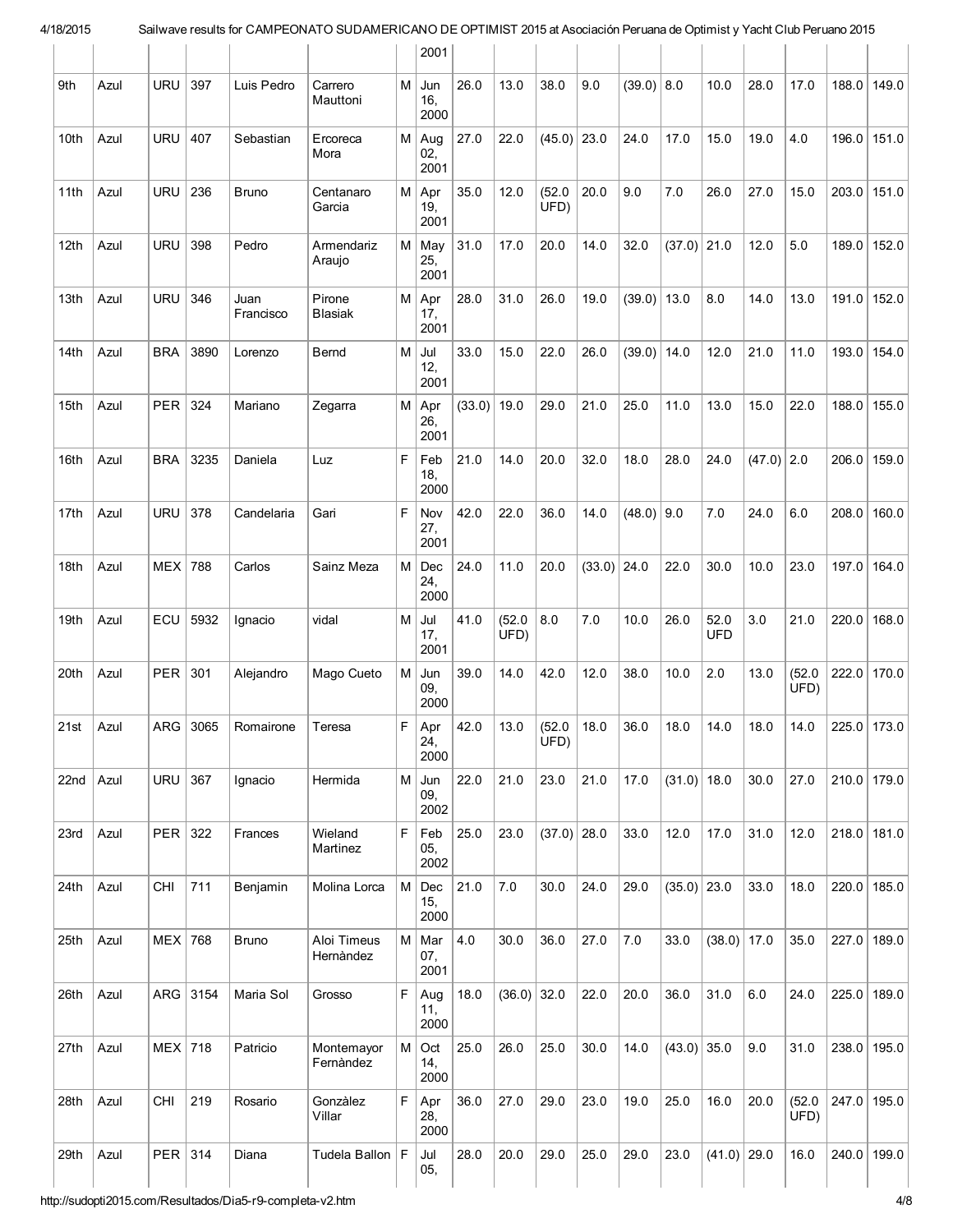| | | | | | | | 2001 | | | | | | | | | | | |
|---|---|---|---|---|---|---|---|---|---|---|---|---|---|---|---|---|---|---|
| 9th | Azul | URU | 397 | Luis Pedro | Carrero Mauttoni | M | Jun 16, 2000 | 26.0 | 13.0 | 38.0 | 9.0 | (39.0) | 8.0 | 10.0 | 28.0 | 17.0 | 188.0 | 149.0 |
| 10th | Azul | URU | 407 | Sebastian | Ercoreca Mora | M | Aug 02, 2001 | 27.0 | 22.0 | (45.0) | 23.0 | 24.0 | 17.0 | 15.0 | 19.0 | 4.0 | 196.0 | 151.0 |
| 11th | Azul | URU | 236 | Bruno | Centanaro Garcia | M | Apr 19, 2001 | 35.0 | 12.0 | (52.0 UFD) | 20.0 | 9.0 | 7.0 | 26.0 | 27.0 | 15.0 | 203.0 | 151.0 |
| 12th | Azul | URU | 398 | Pedro | Armendariz Araujo | M | May 25, 2001 | 31.0 | 17.0 | 20.0 | 14.0 | 32.0 | (37.0) | 21.0 | 12.0 | 5.0 | 189.0 | 152.0 |
| 13th | Azul | URU | 346 | Juan Francisco | Pirone Blasiak | M | Apr 17, 2001 | 28.0 | 31.0 | 26.0 | 19.0 | (39.0) | 13.0 | 8.0 | 14.0 | 13.0 | 191.0 | 152.0 |
| 14th | Azul | BRA | 3890 | Lorenzo | Bernd | M | Jul 12, 2001 | 33.0 | 15.0 | 22.0 | 26.0 | (39.0) | 14.0 | 12.0 | 21.0 | 11.0 | 193.0 | 154.0 |
| 15th | Azul | PER | 324 | Mariano | Zegarra | M | Apr 26, 2001 | (33.0) | 19.0 | 29.0 | 21.0 | 25.0 | 11.0 | 13.0 | 15.0 | 22.0 | 188.0 | 155.0 |
| 16th | Azul | BRA | 3235 | Daniela | Luz | F | Feb 18, 2000 | 21.0 | 14.0 | 20.0 | 32.0 | 18.0 | 28.0 | 24.0 | (47.0) | 2.0 | 206.0 | 159.0 |
| 17th | Azul | URU | 378 | Candelaria | Gari | F | Nov 27, 2001 | 42.0 | 22.0 | 36.0 | 14.0 | (48.0) | 9.0 | 7.0 | 24.0 | 6.0 | 208.0 | 160.0 |
| 18th | Azul | MEX | 788 | Carlos | Sainz Meza | M | Dec 24, 2000 | 24.0 | 11.0 | 20.0 | (33.0) | 24.0 | 22.0 | 30.0 | 10.0 | 23.0 | 197.0 | 164.0 |
| 19th | Azul | ECU | 5932 | Ignacio | vidal | M | Jul 17, 2001 | 41.0 | (52.0 UFD) | 8.0 | 7.0 | 10.0 | 26.0 | 52.0 UFD | 3.0 | 21.0 | 220.0 | 168.0 |
| 20th | Azul | PER | 301 | Alejandro | Mago Cueto | M | Jun 09, 2000 | 39.0 | 14.0 | 42.0 | 12.0 | 38.0 | 10.0 | 2.0 | 13.0 | (52.0 UFD) | 222.0 | 170.0 |
| 21st | Azul | ARG | 3065 | Romairone | Teresa | F | Apr 24, 2000 | 42.0 | 13.0 | (52.0 UFD) | 18.0 | 36.0 | 18.0 | 14.0 | 18.0 | 14.0 | 225.0 | 173.0 |
| 22nd | Azul | URU | 367 | Ignacio | Hermida | M | Jun 09, 2002 | 22.0 | 21.0 | 23.0 | 21.0 | 17.0 | (31.0) | 18.0 | 30.0 | 27.0 | 210.0 | 179.0 |
| 23rd | Azul | PER | 322 | Frances | Wieland Martinez | F | Feb 05, 2002 | 25.0 | 23.0 | (37.0) | 28.0 | 33.0 | 12.0 | 17.0 | 31.0 | 12.0 | 218.0 | 181.0 |
| 24th | Azul | CHI | 711 | Benjamin | Molina Lorca | M | Dec 15, 2000 | 21.0 | 7.0 | 30.0 | 24.0 | 29.0 | (35.0) | 23.0 | 33.0 | 18.0 | 220.0 | 185.0 |
| 25th | Azul | MEX | 768 | Bruno | Aloi Timeus Hernàndez | M | Mar 07, 2001 | 4.0 | 30.0 | 36.0 | 27.0 | 7.0 | 33.0 | (38.0) | 17.0 | 35.0 | 227.0 | 189.0 |
| 26th | Azul | ARG | 3154 | Maria Sol | Grosso | F | Aug 11, 2000 | 18.0 | (36.0) | 32.0 | 22.0 | 20.0 | 36.0 | 31.0 | 6.0 | 24.0 | 225.0 | 189.0 |
| 27th | Azul | MEX | 718 | Patricio | Montemayor Fernàndez | M | Oct 14, 2000 | 25.0 | 26.0 | 25.0 | 30.0 | 14.0 | (43.0) | 35.0 | 9.0 | 31.0 | 238.0 | 195.0 |
| 28th | Azul | CHI | 219 | Rosario | Gonzàlez Villar | F | Apr 28, 2000 | 36.0 | 27.0 | 29.0 | 23.0 | 19.0 | 25.0 | 16.0 | 20.0 | (52.0 UFD) | 247.0 | 195.0 |
| 29th | Azul | PER | 314 | Diana | Tudela Ballon | F | Jul 05, | 28.0 | 20.0 | 29.0 | 25.0 | 29.0 | 23.0 | (41.0) | 29.0 | 16.0 | 240.0 | 199.0 |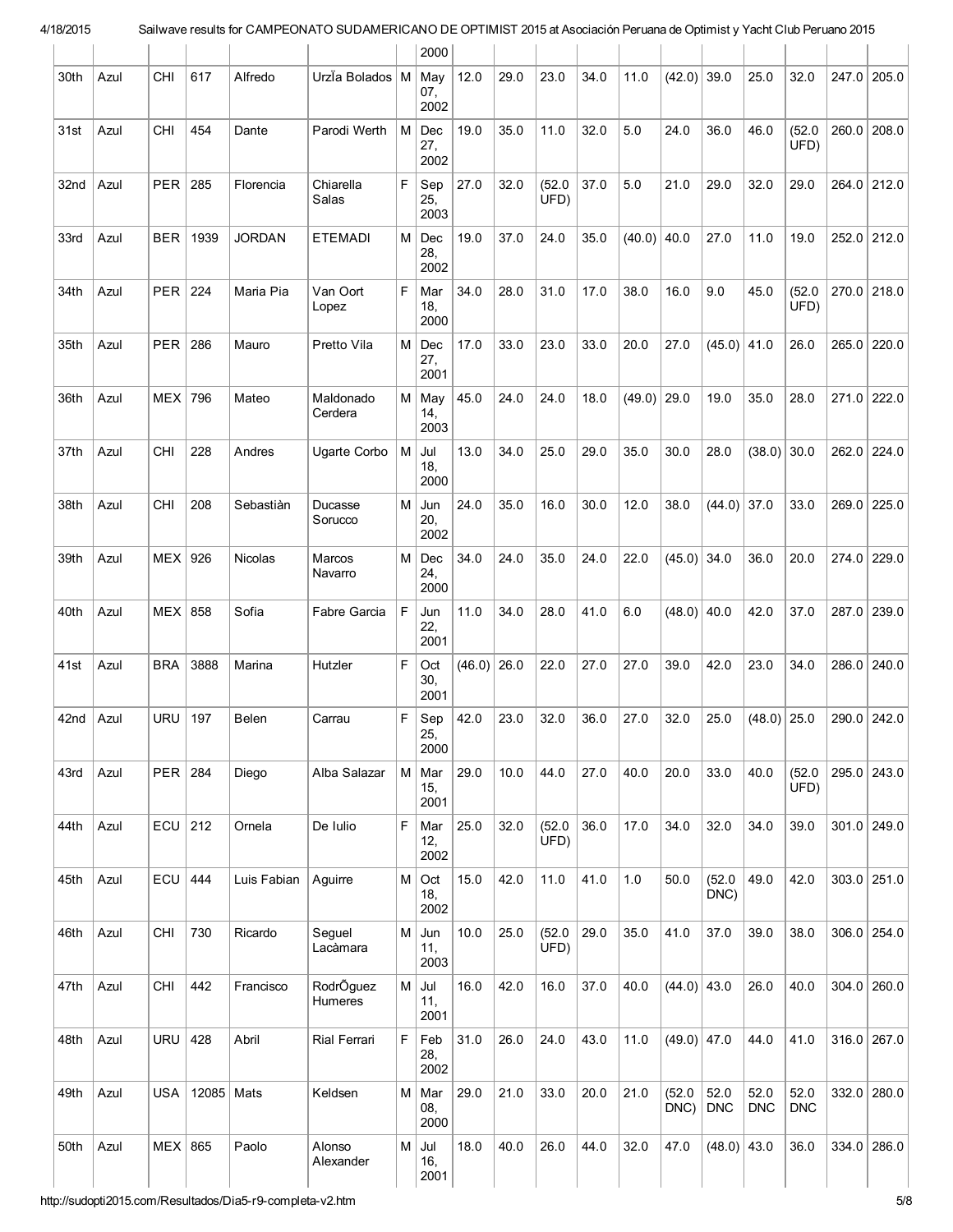| | | | | | | | 2000 | | | | | | | | | | | |
|---|---|---|---|---|---|---|---|---|---|---|---|---|---|---|---|---|---|---|
| 30th | Azul | CHI | 617 | Alfredo | UrzÍa Bolados | M | May 07, 2002 | 12.0 | 29.0 | 23.0 | 34.0 | 11.0 | (42.0) | 39.0 | 25.0 | 32.0 | 247.0 | 205.0 |
| 31st | Azul | CHI | 454 | Dante | Parodi Werth | M | Dec 27, 2002 | 19.0 | 35.0 | 11.0 | 32.0 | 5.0 | 24.0 | 36.0 | 46.0 | (52.0 UFD) | 260.0 | 208.0 |
| 32nd | Azul | PER | 285 | Florencia | Chiarella Salas | F | Sep 25, 2003 | 27.0 | 32.0 | (52.0 UFD) | 37.0 | 5.0 | 21.0 | 29.0 | 32.0 | 29.0 | 264.0 | 212.0 |
| 33rd | Azul | BER | 1939 | JORDAN | ETEMADI | M | Dec 28, 2002 | 19.0 | 37.0 | 24.0 | 35.0 | (40.0) | 40.0 | 27.0 | 11.0 | 19.0 | 252.0 | 212.0 |
| 34th | Azul | PER | 224 | Maria Pia | Van Oort Lopez | F | Mar 18, 2000 | 34.0 | 28.0 | 31.0 | 17.0 | 38.0 | 16.0 | 9.0 | 45.0 | (52.0 UFD) | 270.0 | 218.0 |
| 35th | Azul | PER | 286 | Mauro | Pretto Vila | M | Dec 27, 2001 | 17.0 | 33.0 | 23.0 | 33.0 | 20.0 | 27.0 | (45.0) | 41.0 | 26.0 | 265.0 | 220.0 |
| 36th | Azul | MEX | 796 | Mateo | Maldonado Cerdera | M | May 14, 2003 | 45.0 | 24.0 | 24.0 | 18.0 | (49.0) | 29.0 | 19.0 | 35.0 | 28.0 | 271.0 | 222.0 |
| 37th | Azul | CHI | 228 | Andres | Ugarte Corbo | M | Jul 18, 2000 | 13.0 | 34.0 | 25.0 | 29.0 | 35.0 | 30.0 | 28.0 | (38.0) | 30.0 | 262.0 | 224.0 |
| 38th | Azul | CHI | 208 | Sebastiàn | Ducasse Sorucco | M | Jun 20, 2002 | 24.0 | 35.0 | 16.0 | 30.0 | 12.0 | 38.0 | (44.0) | 37.0 | 33.0 | 269.0 | 225.0 |
| 39th | Azul | MEX | 926 | Nicolas | Marcos Navarro | M | Dec 24, 2000 | 34.0 | 24.0 | 35.0 | 24.0 | 22.0 | (45.0) | 34.0 | 36.0 | 20.0 | 274.0 | 229.0 |
| 40th | Azul | MEX | 858 | Sofia | Fabre Garcia | F | Jun 22, 2001 | 11.0 | 34.0 | 28.0 | 41.0 | 6.0 | (48.0) | 40.0 | 42.0 | 37.0 | 287.0 | 239.0 |
| 41st | Azul | BRA | 3888 | Marina | Hutzler | F | Oct 30, 2001 | (46.0) | 26.0 | 22.0 | 27.0 | 27.0 | 39.0 | 42.0 | 23.0 | 34.0 | 286.0 | 240.0 |
| 42nd | Azul | URU | 197 | Belen | Carrau | F | Sep 25, 2000 | 42.0 | 23.0 | 32.0 | 36.0 | 27.0 | 32.0 | 25.0 | (48.0) | 25.0 | 290.0 | 242.0 |
| 43rd | Azul | PER | 284 | Diego | Alba Salazar | M | Mar 15, 2001 | 29.0 | 10.0 | 44.0 | 27.0 | 40.0 | 20.0 | 33.0 | 40.0 | (52.0 UFD) | 295.0 | 243.0 |
| 44th | Azul | ECU | 212 | Ornela | De Iulio | F | Mar 12, 2002 | 25.0 | 32.0 | (52.0 UFD) | 36.0 | 17.0 | 34.0 | 32.0 | 34.0 | 39.0 | 301.0 | 249.0 |
| 45th | Azul | ECU | 444 | Luis Fabian | Aguirre | M | Oct 18, 2002 | 15.0 | 42.0 | 11.0 | 41.0 | 1.0 | 50.0 | (52.0 DNC) | 49.0 | 42.0 | 303.0 | 251.0 |
| 46th | Azul | CHI | 730 | Ricardo | Seguel Lacàmara | M | Jun 11, 2003 | 10.0 | 25.0 | (52.0 UFD) | 29.0 | 35.0 | 41.0 | 37.0 | 39.0 | 38.0 | 306.0 | 254.0 |
| 47th | Azul | CHI | 442 | Francisco | RodrÕguez Humeres | M | Jul 11, 2001 | 16.0 | 42.0 | 16.0 | 37.0 | 40.0 | (44.0) | 43.0 | 26.0 | 40.0 | 304.0 | 260.0 |
| 48th | Azul | URU | 428 | Abril | Rial Ferrari | F | Feb 28, 2002 | 31.0 | 26.0 | 24.0 | 43.0 | 11.0 | (49.0) | 47.0 | 44.0 | 41.0 | 316.0 | 267.0 |
| 49th | Azul | USA | 12085 | Mats | Keldsen | M | Mar 08, 2000 | 29.0 | 21.0 | 33.0 | 20.0 | 21.0 | (52.0 DNC) | 52.0 DNC | 52.0 DNC | 52.0 DNC | 332.0 | 280.0 |
| 50th | Azul | MEX | 865 | Paolo | Alonso Alexander | M | Jul 16, 2001 | 18.0 | 40.0 | 26.0 | 44.0 | 32.0 | 47.0 | (48.0) | 43.0 | 36.0 | 334.0 | 286.0 |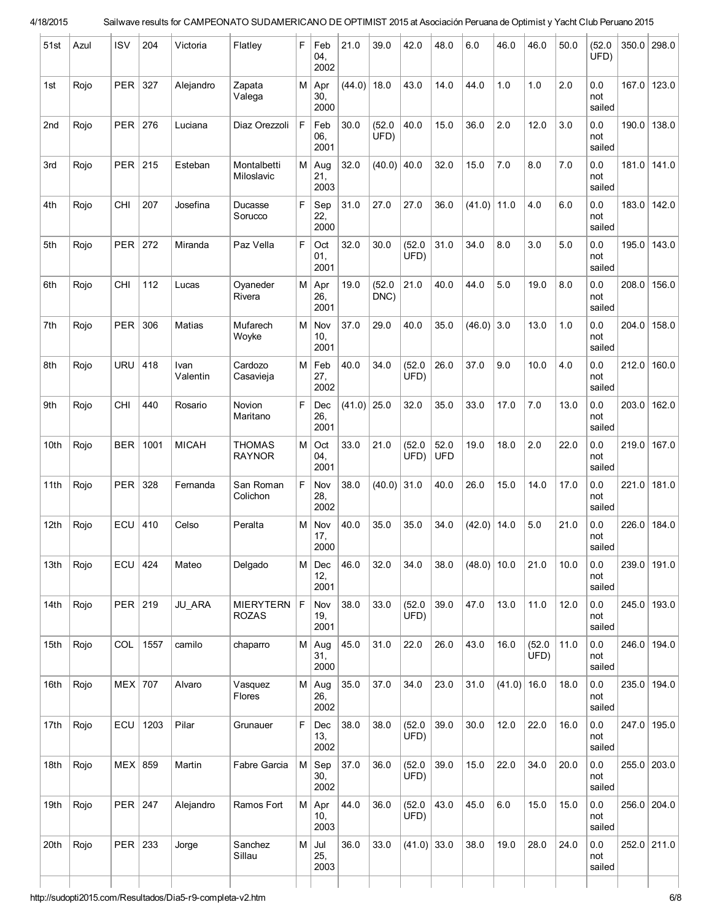| 51st | Azul | ISV | 204 | Victoria | Flatley | F | Feb 04, 2002 | 21.0 | 39.0 | 42.0 | 48.0 | 6.0 | 46.0 | 46.0 | 50.0 | (52.0 UFD) | 350.0 | 298.0 |
|---|---|---|---|---|---|---|---|---|---|---|---|---|---|---|---|---|---|---|
| 1st | Rojo | PER | 327 | Alejandro | Zapata Valega | M | Apr 30, 2000 | (44.0) | 18.0 | 43.0 | 14.0 | 44.0 | 1.0 | 1.0 | 2.0 | 0.0 not sailed | 167.0 | 123.0 |
| 2nd | Rojo | PER | 276 | Luciana | Diaz Orezzoli | F | Feb 06, 2001 | 30.0 | (52.0 UFD) | 40.0 | 15.0 | 36.0 | 2.0 | 12.0 | 3.0 | 0.0 not sailed | 190.0 | 138.0 |
| 3rd | Rojo | PER | 215 | Esteban | Montalbetti Miloslavic | M | Aug 21, 2003 | 32.0 | (40.0) | 40.0 | 32.0 | 15.0 | 7.0 | 8.0 | 7.0 | 0.0 not sailed | 181.0 | 141.0 |
| 4th | Rojo | CHI | 207 | Josefina | Ducasse Sorucco | F | Sep 22, 2000 | 31.0 | 27.0 | 27.0 | 36.0 | (41.0) | 11.0 | 4.0 | 6.0 | 0.0 not sailed | 183.0 | 142.0 |
| 5th | Rojo | PER | 272 | Miranda | Paz Vella | F | Oct 01, 2001 | 32.0 | 30.0 | (52.0 UFD) | 31.0 | 34.0 | 8.0 | 3.0 | 5.0 | 0.0 not sailed | 195.0 | 143.0 |
| 6th | Rojo | CHI | 112 | Lucas | Oyaneder Rivera | M | Apr 26, 2001 | 19.0 | (52.0 DNC) | 21.0 | 40.0 | 44.0 | 5.0 | 19.0 | 8.0 | 0.0 not sailed | 208.0 | 156.0 |
| 7th | Rojo | PER | 306 | Matias | Mufarech Woyke | M | Nov 10, 2001 | 37.0 | 29.0 | 40.0 | 35.0 | (46.0) | 3.0 | 13.0 | 1.0 | 0.0 not sailed | 204.0 | 158.0 |
| 8th | Rojo | URU | 418 | Ivan Valentin | Cardozo Casavieja | M | Feb 27, 2002 | 40.0 | 34.0 | (52.0 UFD) | 26.0 | 37.0 | 9.0 | 10.0 | 4.0 | 0.0 not sailed | 212.0 | 160.0 |
| 9th | Rojo | CHI | 440 | Rosario | Novion Maritano | F | Dec 26, 2001 | (41.0) | 25.0 | 32.0 | 35.0 | 33.0 | 17.0 | 7.0 | 13.0 | 0.0 not sailed | 203.0 | 162.0 |
| 10th | Rojo | BER | 1001 | MICAH | THOMAS RAYNOR | M | Oct 04, 2001 | 33.0 | 21.0 | (52.0 UFD) | 52.0 UFD | 19.0 | 18.0 | 2.0 | 22.0 | 0.0 not sailed | 219.0 | 167.0 |
| 11th | Rojo | PER | 328 | Fernanda | San Roman Colichon | F | Nov 28, 2002 | 38.0 | (40.0) | 31.0 | 40.0 | 26.0 | 15.0 | 14.0 | 17.0 | 0.0 not sailed | 221.0 | 181.0 |
| 12th | Rojo | ECU | 410 | Celso | Peralta | M | Nov 17, 2000 | 40.0 | 35.0 | 35.0 | 34.0 | (42.0) | 14.0 | 5.0 | 21.0 | 0.0 not sailed | 226.0 | 184.0 |
| 13th | Rojo | ECU | 424 | Mateo | Delgado | M | Dec 12, 2001 | 46.0 | 32.0 | 34.0 | 38.0 | (48.0) | 10.0 | 21.0 | 10.0 | 0.0 not sailed | 239.0 | 191.0 |
| 14th | Rojo | PER | 219 | JU_ARA | MIERYTERN ROZAS | F | Nov 19, 2001 | 38.0 | 33.0 | (52.0 UFD) | 39.0 | 47.0 | 13.0 | 11.0 | 12.0 | 0.0 not sailed | 245.0 | 193.0 |
| 15th | Rojo | COL | 1557 | camilo | chaparro | M | Aug 31, 2000 | 45.0 | 31.0 | 22.0 | 26.0 | 43.0 | 16.0 | (52.0 UFD) | 11.0 | 0.0 not sailed | 246.0 | 194.0 |
| 16th | Rojo | MEX | 707 | Alvaro | Vasquez Flores | M | Aug 26, 2002 | 35.0 | 37.0 | 34.0 | 23.0 | 31.0 | (41.0) | 16.0 | 18.0 | 0.0 not sailed | 235.0 | 194.0 |
| 17th | Rojo | ECU | 1203 | Pilar | Grunauer | F | Dec 13, 2002 | 38.0 | 38.0 | (52.0 UFD) | 39.0 | 30.0 | 12.0 | 22.0 | 16.0 | 0.0 not sailed | 247.0 | 195.0 |
| 18th | Rojo | MEX | 859 | Martin | Fabre Garcia | M | Sep 30, 2002 | 37.0 | 36.0 | (52.0 UFD) | 39.0 | 15.0 | 22.0 | 34.0 | 20.0 | 0.0 not sailed | 255.0 | 203.0 |
| 19th | Rojo | PER | 247 | Alejandro | Ramos Fort | M | Apr 10, 2003 | 44.0 | 36.0 | (52.0 UFD) | 43.0 | 45.0 | 6.0 | 15.0 | 15.0 | 0.0 not sailed | 256.0 | 204.0 |
| 20th | Rojo | PER | 233 | Jorge | Sanchez Sillau | M | Jul 25, 2003 | 36.0 | 33.0 | (41.0) | 33.0 | 38.0 | 19.0 | 28.0 | 24.0 | 0.0 not sailed | 252.0 | 211.0 |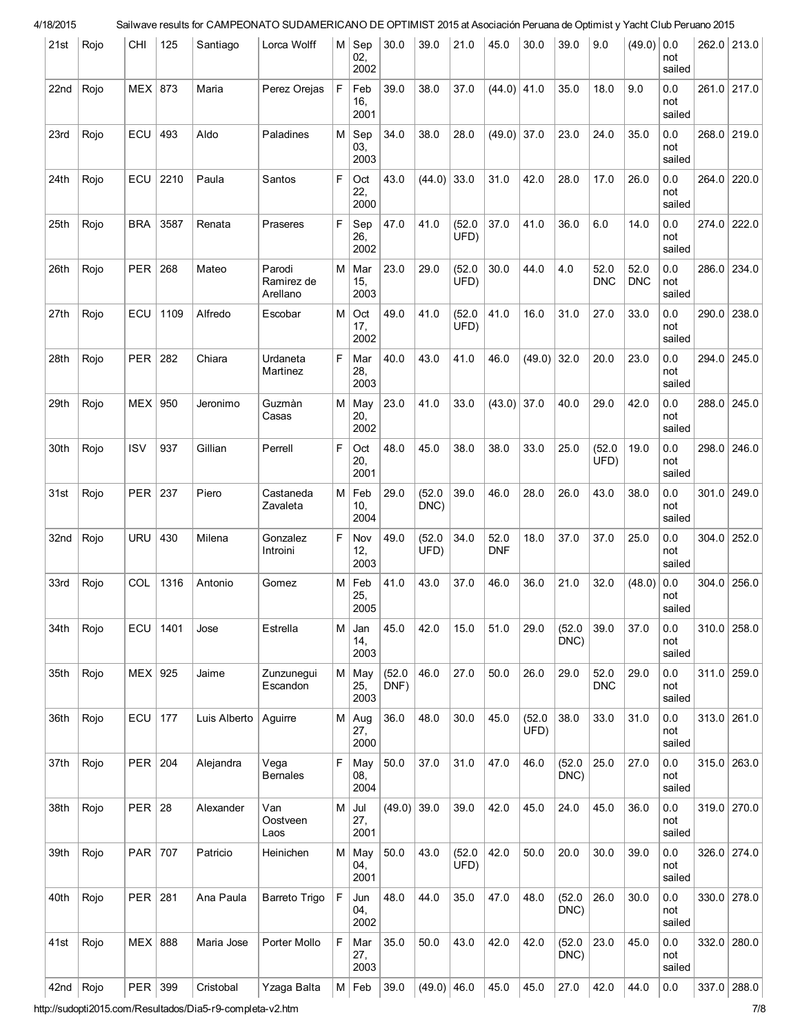| 21st | Rojo | CHI | 125 | Santiago | Lorca Wolff | M | Sep 02, 2002 | 30.0 | 39.0 | 21.0 | 45.0 | 30.0 | 39.0 | 9.0 | (49.0) | 0.0 not sailed | 262.0 | 213.0 |
|---|---|---|---|---|---|---|---|---|---|---|---|---|---|---|---|---|---|---|
| 22nd | Rojo | MEX | 873 | Maria | Perez Orejas | F | Feb 16, 2001 | 39.0 | 38.0 | 37.0 | (44.0) | 41.0 | 35.0 | 18.0 | 9.0 | 0.0 not sailed | 261.0 | 217.0 |
| 23rd | Rojo | ECU | 493 | Aldo | Paladines | M | Sep 03, 2003 | 34.0 | 38.0 | 28.0 | (49.0) | 37.0 | 23.0 | 24.0 | 35.0 | 0.0 not sailed | 268.0 | 219.0 |
| 24th | Rojo | ECU | 2210 | Paula | Santos | F | Oct 22, 2000 | 43.0 | (44.0) | 33.0 | 31.0 | 42.0 | 28.0 | 17.0 | 26.0 | 0.0 not sailed | 264.0 | 220.0 |
| 25th | Rojo | BRA | 3587 | Renata | Praseres | F | Sep 26, 2002 | 47.0 | 41.0 | (52.0 UFD) | 37.0 | 41.0 | 36.0 | 6.0 | 14.0 | 0.0 not sailed | 274.0 | 222.0 |
| 26th | Rojo | PER | 268 | Mateo | Parodi Ramirez de Arellano | M | Mar 15, 2003 | 23.0 | 29.0 | (52.0 UFD) | 30.0 | 44.0 | 4.0 | 52.0 DNC | 52.0 DNC | 0.0 not sailed | 286.0 | 234.0 |
| 27th | Rojo | ECU | 1109 | Alfredo | Escobar | M | Oct 17, 2002 | 49.0 | 41.0 | (52.0 UFD) | 41.0 | 16.0 | 31.0 | 27.0 | 33.0 | 0.0 not sailed | 290.0 | 238.0 |
| 28th | Rojo | PER | 282 | Chiara | Urdaneta Martinez | F | Mar 28, 2003 | 40.0 | 43.0 | 41.0 | 46.0 | (49.0) | 32.0 | 20.0 | 23.0 | 0.0 not sailed | 294.0 | 245.0 |
| 29th | Rojo | MEX | 950 | Jeronimo | Guzmàn Casas | M | May 20, 2002 | 23.0 | 41.0 | 33.0 | (43.0) | 37.0 | 40.0 | 29.0 | 42.0 | 0.0 not sailed | 288.0 | 245.0 |
| 30th | Rojo | ISV | 937 | Gillian | Perrell | F | Oct 20, 2001 | 48.0 | 45.0 | 38.0 | 38.0 | 33.0 | 25.0 | (52.0 UFD) | 19.0 | 0.0 not sailed | 298.0 | 246.0 |
| 31st | Rojo | PER | 237 | Piero | Castaneda Zavaleta | M | Feb 10, 2004 | 29.0 | (52.0 DNC) | 39.0 | 46.0 | 28.0 | 26.0 | 43.0 | 38.0 | 0.0 not sailed | 301.0 | 249.0 |
| 32nd | Rojo | URU | 430 | Milena | Gonzalez Introini | F | Nov 12, 2003 | 49.0 | (52.0 UFD) | 34.0 | 52.0 DNF | 18.0 | 37.0 | 37.0 | 25.0 | 0.0 not sailed | 304.0 | 252.0 |
| 33rd | Rojo | COL | 1316 | Antonio | Gomez | M | Feb 25, 2005 | 41.0 | 43.0 | 37.0 | 46.0 | 36.0 | 21.0 | 32.0 | (48.0) | 0.0 not sailed | 304.0 | 256.0 |
| 34th | Rojo | ECU | 1401 | Jose | Estrella | M | Jan 14, 2003 | 45.0 | 42.0 | 15.0 | 51.0 | 29.0 | (52.0 DNC) | 39.0 | 37.0 | 0.0 not sailed | 310.0 | 258.0 |
| 35th | Rojo | MEX | 925 | Jaime | Zunzunegui Escandon | M | May 25, 2003 | (52.0 DNF) | 46.0 | 27.0 | 50.0 | 26.0 | 29.0 | 52.0 DNC | 29.0 | 0.0 not sailed | 311.0 | 259.0 |
| 36th | Rojo | ECU | 177 | Luis Alberto | Aguirre | M | Aug 27, 2000 | 36.0 | 48.0 | 30.0 | 45.0 | (52.0 UFD) | 38.0 | 33.0 | 31.0 | 0.0 not sailed | 313.0 | 261.0 |
| 37th | Rojo | PER | 204 | Alejandra | Vega Bernales | F | May 08, 2004 | 50.0 | 37.0 | 31.0 | 47.0 | 46.0 | (52.0 DNC) | 25.0 | 27.0 | 0.0 not sailed | 315.0 | 263.0 |
| 38th | Rojo | PER | 28 | Alexander | Van Oostveen Laos | M | Jul 27, 2001 | (49.0) | 39.0 | 39.0 | 42.0 | 45.0 | 24.0 | 45.0 | 36.0 | 0.0 not sailed | 319.0 | 270.0 |
| 39th | Rojo | PAR | 707 | Patricio | Heinichen | M | May 04, 2001 | 50.0 | 43.0 | (52.0 UFD) | 42.0 | 50.0 | 20.0 | 30.0 | 39.0 | 0.0 not sailed | 326.0 | 274.0 |
| 40th | Rojo | PER | 281 | Ana Paula | Barreto Trigo | F | Jun 04, 2002 | 48.0 | 44.0 | 35.0 | 47.0 | 48.0 | (52.0 DNC) | 26.0 | 30.0 | 0.0 not sailed | 330.0 | 278.0 |
| 41st | Rojo | MEX | 888 | Maria Jose | Porter Mollo | F | Mar 27, 2003 | 35.0 | 50.0 | 43.0 | 42.0 | 42.0 | (52.0 DNC) | 23.0 | 45.0 | 0.0 not sailed | 332.0 | 280.0 |
| 42nd | Rojo | PER | 399 | Cristobal | Yzaga Balta | M | Feb | 39.0 | (49.0) | 46.0 | 45.0 | 45.0 | 27.0 | 42.0 | 44.0 | 0.0 | 337.0 | 288.0 |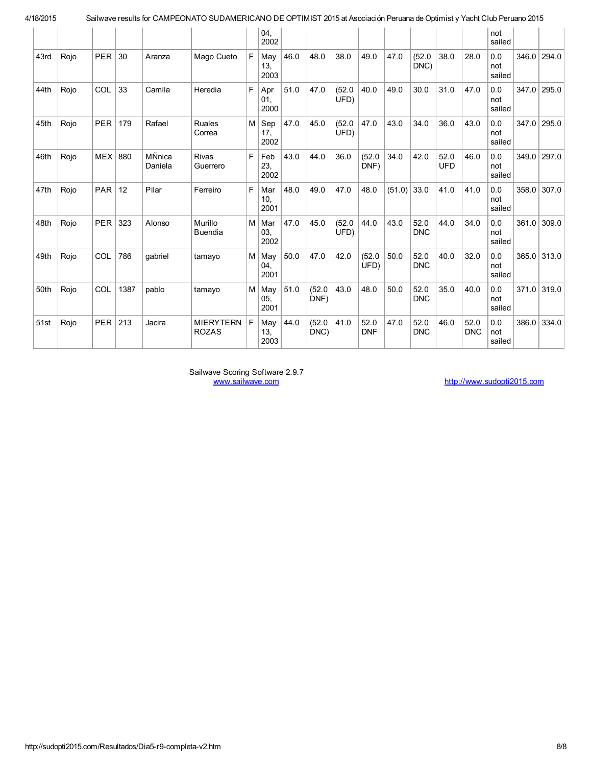| | | | | | | | | | | | | | | | | | | |
|---|---|---|---|---|---|---|---|---|---|---|---|---|---|---|---|---|---|---|
| | | | | | | | 04, 2002 | | | | | | | | | not sailed | | |
| 43rd | Rojo | PER | 30 | Aranza | Mago Cueto | F | May 13, 2003 | 46.0 | 48.0 | 38.0 | 49.0 | 47.0 | (52.0 DNC) | 38.0 | 28.0 | 0.0 not sailed | 346.0 | 294.0 |
| 44th | Rojo | COL | 33 | Camila | Heredia | F | Apr 01, 2000 | 51.0 | 47.0 | (52.0 UFD) | 40.0 | 49.0 | 30.0 | 31.0 | 47.0 | 0.0 not sailed | 347.0 | 295.0 |
| 45th | Rojo | PER | 179 | Rafael | Ruales Correa | M | Sep 17, 2002 | 47.0 | 45.0 | (52.0 UFD) | 47.0 | 43.0 | 34.0 | 36.0 | 43.0 | 0.0 not sailed | 347.0 | 295.0 |
| 46th | Rojo | MEX | 880 | MÑnica Daniela | Rivas Guerrero | F | Feb 23, 2002 | 43.0 | 44.0 | 36.0 | (52.0 DNF) | 34.0 | 42.0 | 52.0 UFD | 46.0 | 0.0 not sailed | 349.0 | 297.0 |
| 47th | Rojo | PAR | 12 | Pilar | Ferreiro | F | Mar 10, 2001 | 48.0 | 49.0 | 47.0 | 48.0 | (51.0) | 33.0 | 41.0 | 41.0 | 0.0 not sailed | 358.0 | 307.0 |
| 48th | Rojo | PER | 323 | Alonso | Murillo Buendia | M | Mar 03, 2002 | 47.0 | 45.0 | (52.0 UFD) | 44.0 | 43.0 | 52.0 DNC | 44.0 | 34.0 | 0.0 not sailed | 361.0 | 309.0 |
| 49th | Rojo | COL | 786 | gabriel | tamayo | M | May 04, 2001 | 50.0 | 47.0 | 42.0 | (52.0 UFD) | 50.0 | 52.0 DNC | 40.0 | 32.0 | 0.0 not sailed | 365.0 | 313.0 |
| 50th | Rojo | COL | 1387 | pablo | tamayo | M | May 05, 2001 | 51.0 | (52.0 DNF) | 43.0 | 48.0 | 50.0 | 52.0 DNC | 35.0 | 40.0 | 0.0 not sailed | 371.0 | 319.0 |
| 51st | Rojo | PER | 213 | Jacira | MIERYTERN ROZAS | F | May 13, 2003 | 44.0 | (52.0 DNC) | 41.0 | 52.0 DNF | 47.0 | 52.0 DNC | 46.0 | 52.0 DNC | 0.0 not sailed | 386.0 | 334.0 |

Sailwave Scoring Software 2.9.7
www.sailwave.com

http://www.sudopti2015.com